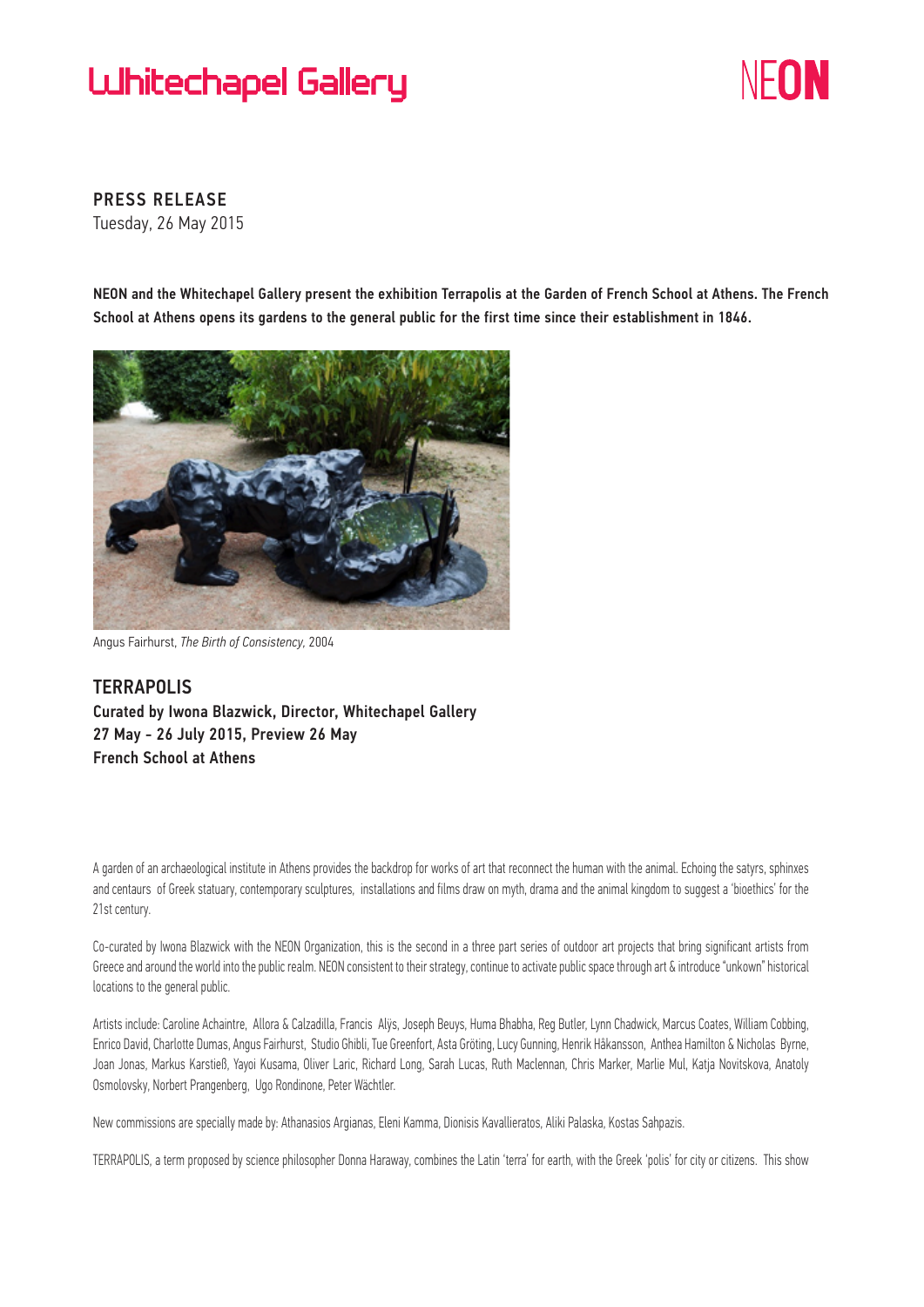Whitechapel Gallery

NEON

**PRESS RELEASE**
Tuesday, 26 May 2015

**NEON and the Whitechapel Gallery present the exhibition Terrapolis at the Garden of French School at Athens. The French School at Athens opens its gardens to the general public for the first time since their establishment in 1846.**

Angus Fairhurst, *The Birth of Consistency*, 2004

## TERRAPOLIS

**Curated by Iwona Blazwick, Director, Whitechapel Gallery**
**27 May - 26 July 2015, Preview 26 May**
**French School at Athens**

A garden of an archaeological institute in Athens provides the backdrop for works of art that reconnect the human with the animal. Echoing the satyrs, sphinxes and centaurs of Greek statuary, contemporary sculptures, installations and films draw on myth, drama and the animal kingdom to suggest a 'bioethics' for the 21st century.

Co-curated by Iwona Blazwick with the NEON Organization, this is the second in a three part series of outdoor art projects that bring significant artists from Greece and around the world into the public realm. NEON consistent to their strategy, continue to activate public space through art & introduce "unkown" historical locations to the general public.

Artists include: Caroline Achaintre, Allora & Calzadilla, Francis Alÿs, Joseph Beuys, Huma Bhabha, Reg Butler, Lynn Chadwick, Marcus Coates, William Cobbing, Enrico David, Charlotte Dumas, Angus Fairhurst, Studio Ghibli, Tue Greenfort, Asta Gröting, Lucy Gunning, Henrik Håkansson, Anthea Hamilton & Nicholas Byrne, Joan Jonas, Markus Karstieß, Yayoi Kusama, Oliver Laric, Richard Long, Sarah Lucas, Ruth Maclennan, Chris Marker, Marlie Mul, Katja Novitskova, Anatoly Osmolovsky, Norbert Prangenberg, Ugo Rondinone, Peter Wächtler.

New commissions are specially made by: Athanasios Argianas, Eleni Kamma, Dionisis Kavallieratos, Aliki Palaska, Kostas Sahpazis.

TERRAPOLIS, a term proposed by science philosopher Donna Haraway, combines the Latin 'terra' for earth, with the Greek 'polis' for city or citizens. This show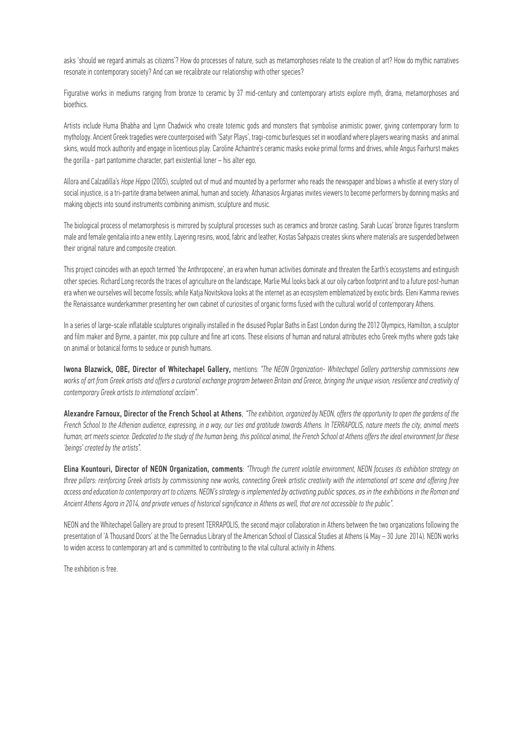asks 'should we regard animals as citizens'? How do processes of nature, such as metamorphoses relate to the creation of art? How do mythic narratives resonate in contemporary society? And can we recalibrate our relationship with other species?

Figurative works in mediums ranging from bronze to ceramic by 37 mid-century and contemporary artists explore myth, drama, metamorphoses and bioethics.

Artists include Huma Bhabha and Lynn Chadwick who create totemic gods and monsters that symbolise animistic power, giving contemporary form to mythology. Ancient Greek tragedies were counterpoised with 'Satyr Plays', tragi-comic burlesques set in woodland where players wearing masks and animal skins, would mock authority and engage in licentious play. Caroline Achaintre's ceramic masks evoke primal forms and drives, while Angus Fairhurst makes the gorilla - part pantomime character, part existential loner – his alter ego.

Allora and Calzadilla's *Hope Hippo* (2005), sculpted out of mud and mounted by a performer who reads the newspaper and blows a whistle at every story of social injustice, is a tri-partite drama between animal, human and society. Athanasios Argianas invites viewers to become performers by donning masks and making objects into sound instruments combining animism, sculpture and music.

The biological process of metamorphosis is mirrored by sculptural processes such as ceramics and bronze casting. Sarah Lucas' bronze figures transform male and female genitalia into a new entity. Layering resins, wood, fabric and leather, Kostas Sahpazis creates skins where materials are suspended between their original nature and composite creation.

This project coincides with an epoch termed 'the Anthropocene', an era when human activities dominate and threaten the Earth's ecosystems and extinguish other species. Richard Long records the traces of agriculture on the landscape, Marlie Mul looks back at our oily carbon footprint and to a future post-human era when we ourselves will become fossils; while Katja Novitskova looks at the internet as an ecosystem emblematized by exotic birds. Eleni Kamma revives the Renaissance wunderkammer presenting her own cabinet of curiosities of organic forms fused with the cultural world of contemporary Athens.

In a series of large-scale inflatable sculptures originally installed in the disused Poplar Baths in East London during the 2012 Olympics, Hamilton, a sculptor and film maker and Byrne, a painter, mix pop culture and fine art icons. These elisions of human and natural attributes echo Greek myths where gods take on animal or botanical forms to seduce or punish humans.

**Iwona Blazwick, OBE, Director of Whitechapel Gallery,** mentions: *"The NEON Organization- Whitechapel Gallery partnership commissions new works of art from Greek artists and offers a curatorial exchange program between Britain and Greece, bringing the unique vision, resilience and creativity of contemporary Greek artists to international acclaim".*

**Alexandre Farnoux, Director of the French School at Athens**, *"The exhibition, organized by NEON, offers the opportunity to open the gardens of the French School to the Athenian audience, expressing, in a way, our ties and gratitude towards Athens. In TERRAPOLIS, nature meets the city, animal meets human, art meets science. Dedicated to the study of the human being, this political animal, the French School at Athens offers the ideal environment for these 'beings' created by the artists".*

**Elina Kountouri, Director of NEON Organization, comments**: *"Through the current volatile environment, NEON focuses its exhibition strategy on three pillars: reinforcing Greek artists by commissioning new works, connecting Greek artistic creativity with the international art scene and offering free access and education to contemporary art to citizens. NEON's strategy is implemented by activating public spaces, as in the exhibitions in the Roman and Ancient Athens Agora in 2014, and private venues of historical significance in Athens as well, that are not accessible to the public".*

NEON and the Whitechapel Gallery are proud to present TERRAPOLIS, the second major collaboration in Athens between the two organizations following the presentation of 'A Thousand Doors' at the The Gennadius Library of the American School of Classical Studies at Athens (4 May – 30 June 2014). NEON works to widen access to contemporary art and is committed to contributing to the vital cultural activity in Athens.

The exhibition is free.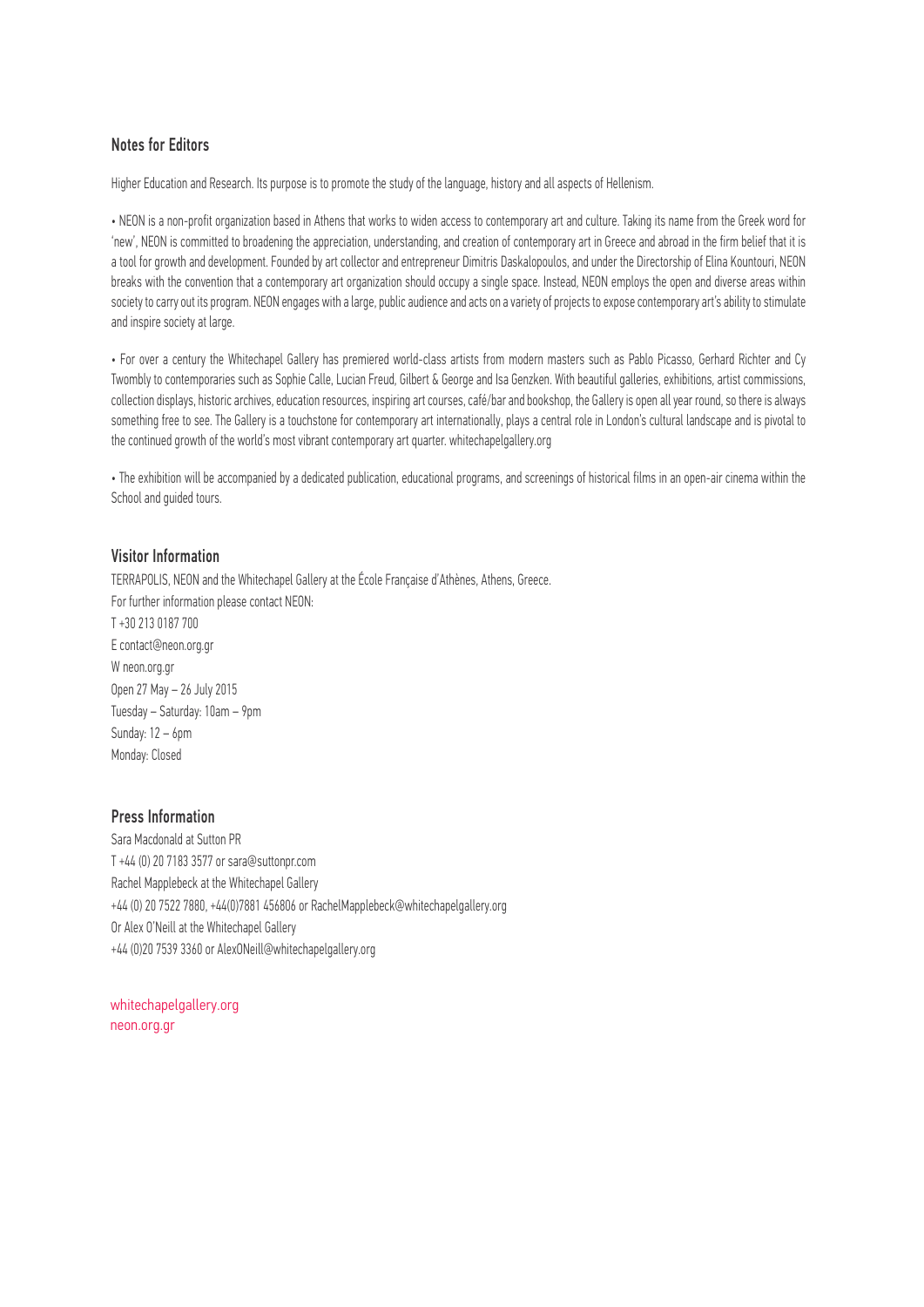## Notes for Editors

Higher Education and Research. Its purpose is to promote the study of the language, history and all aspects of Hellenism.

• NEON is a non-profit organization based in Athens that works to widen access to contemporary art and culture. Taking its name from the Greek word for 'new', NEON is committed to broadening the appreciation, understanding, and creation of contemporary art in Greece and abroad in the firm belief that it is a tool for growth and development. Founded by art collector and entrepreneur Dimitris Daskalopoulos, and under the Directorship of Elina Kountouri, NEON breaks with the convention that a contemporary art organization should occupy a single space. Instead, NEON employs the open and diverse areas within society to carry out its program. NEON engages with a large, public audience and acts on a variety of projects to expose contemporary art's ability to stimulate and inspire society at large.

• For over a century the Whitechapel Gallery has premiered world-class artists from modern masters such as Pablo Picasso, Gerhard Richter and Cy Twombly to contemporaries such as Sophie Calle, Lucian Freud, Gilbert & George and Isa Genzken. With beautiful galleries, exhibitions, artist commissions, collection displays, historic archives, education resources, inspiring art courses, café/bar and bookshop, the Gallery is open all year round, so there is always something free to see. The Gallery is a touchstone for contemporary art internationally, plays a central role in London's cultural landscape and is pivotal to the continued growth of the world's most vibrant contemporary art quarter. whitechapelgallery.org

• The exhibition will be accompanied by a dedicated publication, educational programs, and screenings of historical films in an open-air cinema within the School and guided tours.

## Visitor Information

TERRAPOLIS, NEON and the Whitechapel Gallery at the École Française d'Athènes, Athens, Greece.
For further information please contact NEON:
T +30 213 0187 700
E contact@neon.org.gr
W neon.org.gr
Open 27 May – 26 July 2015
Tuesday – Saturday: 10am – 9pm
Sunday: 12 – 6pm
Monday: Closed

## Press Information

Sara Macdonald at Sutton PR
T +44 (0) 20 7183 3577 or sara@suttonpr.com
Rachel Mapplebeck at the Whitechapel Gallery
+44 (0) 20 7522 7880, +44(0)7881 456806 or RachelMapplebeck@whitechapelgallery.org
Or Alex O'Neill at the Whitechapel Gallery
+44 (0)20 7539 3360 or AlexONeill@whitechapelgallery.org

whitechapelgallery.org
neon.org.gr